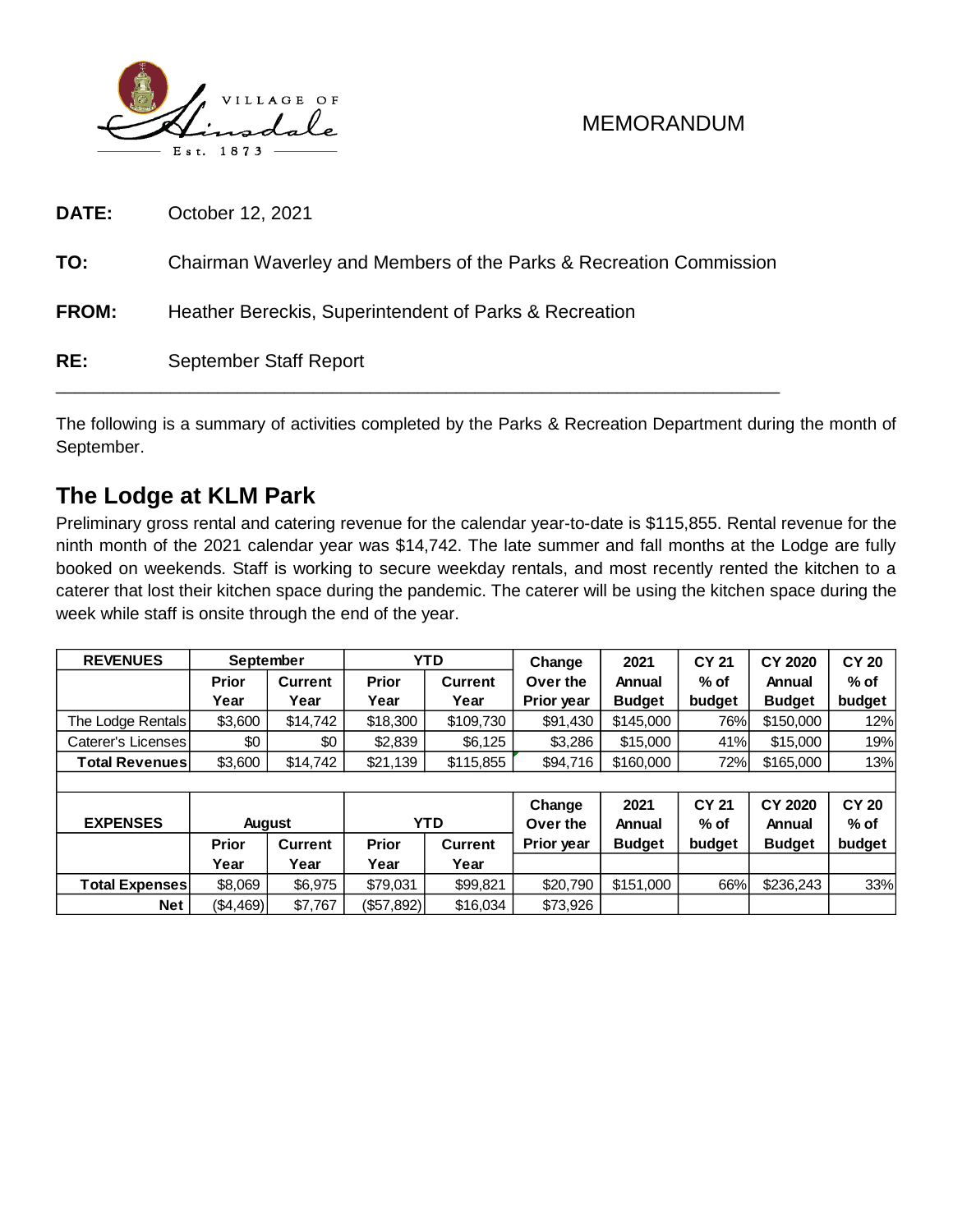VILLAGE OF Hinsdale Est. 1873

MEMORANDUM

**DATE:** October 12, 2021

**TO:** Chairman Waverley and Members of the Parks & Recreation Commission

**FROM:** Heather Bereckis, Superintendent of Parks & Recreation

**RE:** September Staff Report

---

The following is a summary of activities completed by the Parks & Recreation Department during the month of September.

## The Lodge at KLM Park

Preliminary gross rental and catering revenue for the calendar year-to-date is $115,855. Rental revenue for the ninth month of the 2021 calendar year was $14,742. The late summer and fall months at the Lodge are fully booked on weekends. Staff is working to secure weekday rentals, and most recently rented the kitchen to a caterer that lost their kitchen space during the pandemic. The caterer will be using the kitchen space during the week while staff is onsite through the end of the year.

| REVENUES | September | | YTD | | Change Over the Prior year | 2021 Annual Budget | CY 21 % of budget | CY 2020 Annual Budget | CY 20 % of budget |
|---|---|---|---|---|---|---|---|---|---|
| | Prior Year | Current Year | Prior Year | Current Year | | | | | |
| The Lodge Rentals | $3,600 | $14,742 | $18,300 | $109,730 | $91,430 | $145,000 | 76% | $150,000 | 12% |
| Caterer's Licenses | $0 | $0 | $2,839 | $6,125 | $3,286 | $15,000 | 41% | $15,000 | 19% |
| Total Revenues | $3,600 | $14,742 | $21,139 | $115,855 | $94,716 | $160,000 | 72% | $165,000 | 13% |
| | | | | | | | | | |
| EXPENSES | August | | YTD | | Change Over the Prior year | 2021 Annual Budget | CY 21 % of budget | CY 2020 Annual Budget | CY 20 % of budget |
| | Prior Year | Current Year | Prior Year | Current Year | | | | | |
| Total Expenses | $8,069 | $6,975 | $79,031 | $99,821 | $20,790 | $151,000 | 66% | $236,243 | 33% |
| Net | ($4,469) | $7,767 | ($57,892) | $16,034 | $73,926 | | | | |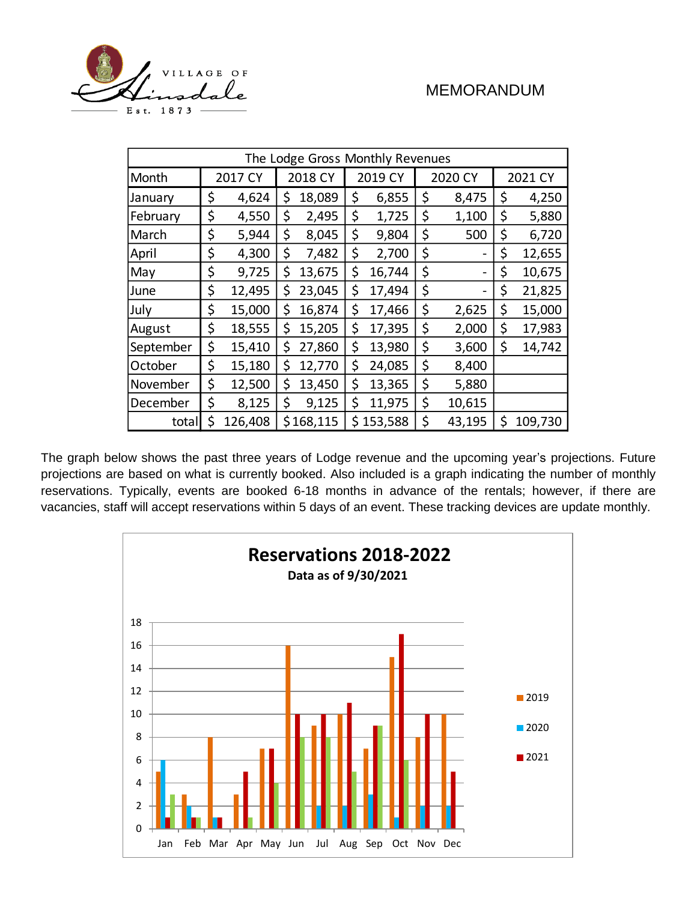# MEMORANDUM

| The Lodge Gross Monthly Revenues | | | | | |
|---|---|---|---|---|---|
| Month | 2017 CY | 2018 CY | 2019 CY | 2020 CY | 2021 CY |
| January | $ 4,624 | $ 18,089 | $ 6,855 | $ 8,475 | $ 4,250 |
| February | $ 4,550 | $ 2,495 | $ 1,725 | $ 1,100 | $ 5,880 |
| March | $ 5,944 | $ 8,045 | $ 9,804 | $ 500 | $ 6,720 |
| April | $ 4,300 | $ 7,482 | $ 2,700 | $ - | $ 12,655 |
| May | $ 9,725 | $ 13,675 | $ 16,744 | $ - | $ 10,675 |
| June | $ 12,495 | $ 23,045 | $ 17,494 | $ - | $ 21,825 |
| July | $ 15,000 | $ 16,874 | $ 17,466 | $ 2,625 | $ 15,000 |
| August | $ 18,555 | $ 15,205 | $ 17,395 | $ 2,000 | $ 17,983 |
| September | $ 15,410 | $ 27,860 | $ 13,980 | $ 3,600 | $ 14,742 |
| October | $ 15,180 | $ 12,770 | $ 24,085 | $ 8,400 | |
| November | $ 12,500 | $ 13,450 | $ 13,365 | $ 5,880 | |
| December | $ 8,125 | $ 9,125 | $ 11,975 | $ 10,615 | |
| total | $ 126,408 | $ 168,115 | $ 153,588 | $ 43,195 | $ 109,730 |

The graph below shows the past three years of Lodge revenue and the upcoming year's projections. Future projections are based on what is currently booked. Also included is a graph indicating the number of monthly reservations. Typically, events are booked 6-18 months in advance of the rentals; however, if there are vacancies, staff will accept reservations within 5 days of an event. These tracking devices are update monthly.

**Reservations 2018-2022**

**Data as of 9/30/2021**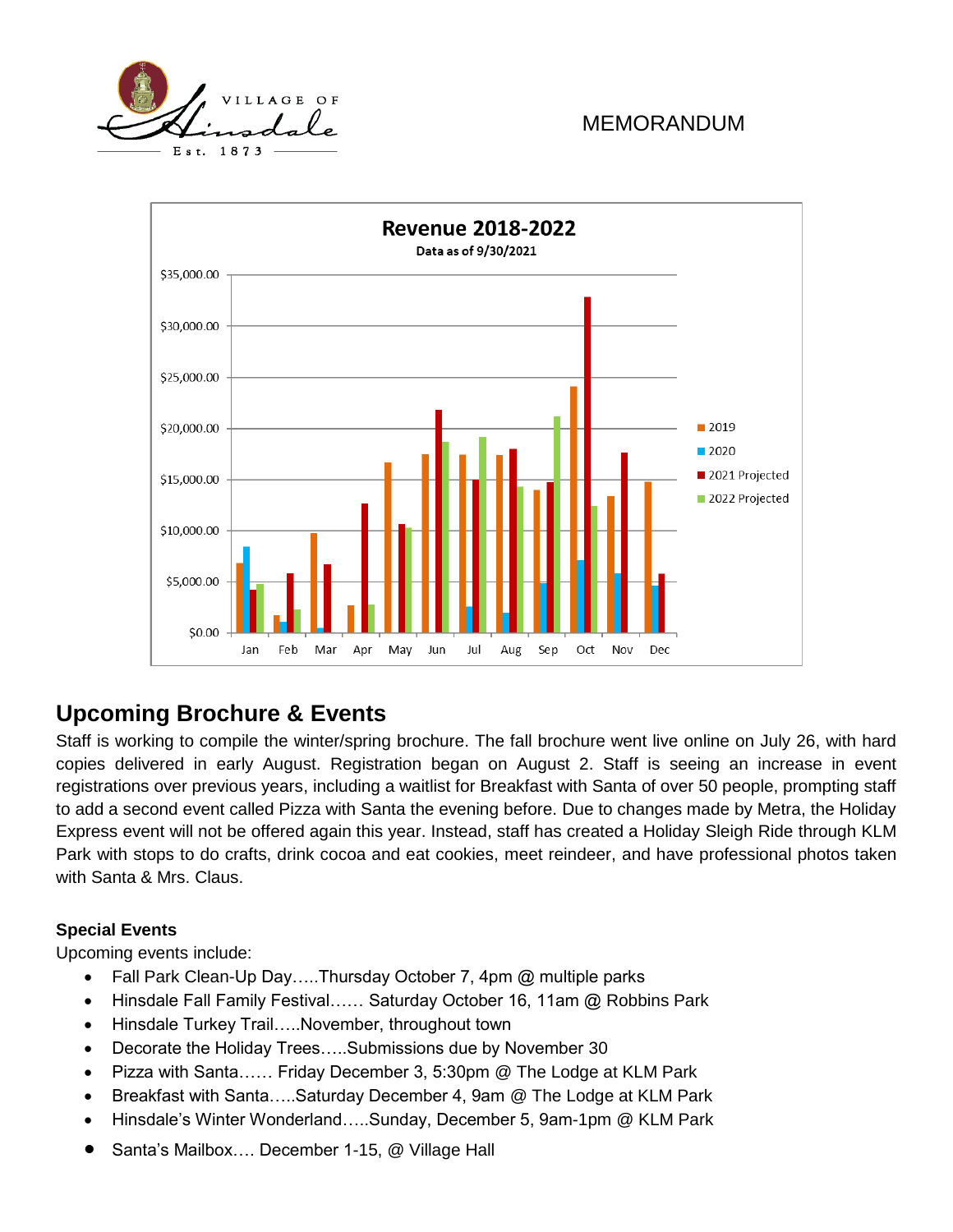MEMORANDUM

**Revenue 2018-2022**

Data as of 9/30/2021

## Upcoming Brochure & Events

Staff is working to compile the winter/spring brochure. The fall brochure went live online on July 26, with hard copies delivered in early August. Registration began on August 2. Staff is seeing an increase in event registrations over previous years, including a waitlist for Breakfast with Santa of over 50 people, prompting staff to add a second event called Pizza with Santa the evening before. Due to changes made by Metra, the Holiday Express event will not be offered again this year. Instead, staff has created a Holiday Sleigh Ride through KLM Park with stops to do crafts, drink cocoa and eat cookies, meet reindeer, and have professional photos taken with Santa & Mrs. Claus.

**Special Events**

Upcoming events include:

- Fall Park Clean-Up Day…..Thursday October 7, 4pm @ multiple parks
- Hinsdale Fall Family Festival…… Saturday October 16, 11am @ Robbins Park
- Hinsdale Turkey Trail…..November, throughout town
- Decorate the Holiday Trees…..Submissions due by November 30
- Pizza with Santa…… Friday December 3, 5:30pm @ The Lodge at KLM Park
- Breakfast with Santa…..Saturday December 4, 9am @ The Lodge at KLM Park
- Hinsdale's Winter Wonderland…..Sunday, December 5, 9am-1pm @ KLM Park
- Santa's Mailbox…. December 1-15, @ Village Hall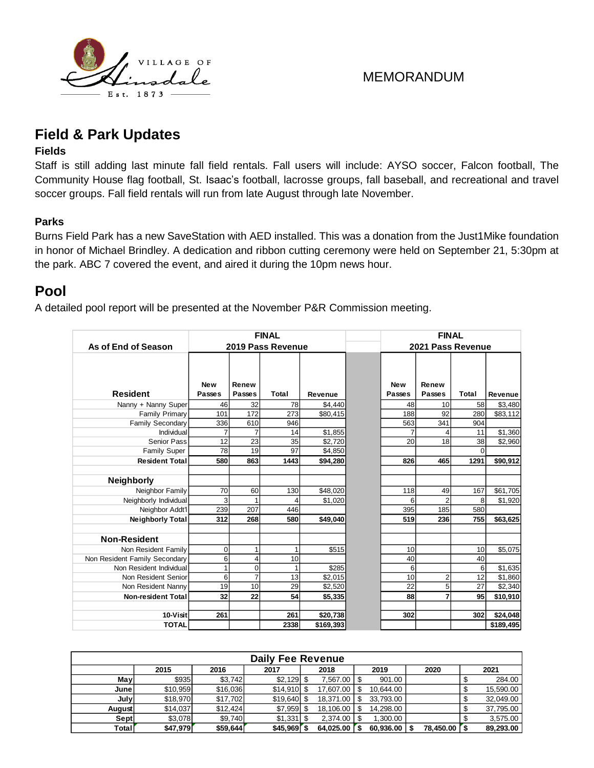VILLAGE OF Hinsdale Est. 1873

MEMORANDUM

## Field & Park Updates

### Fields

Staff is still adding last minute fall field rentals. Fall users will include: AYSO soccer, Falcon football, The Community House flag football, St. Isaac's football, lacrosse groups, fall baseball, and recreational and travel soccer groups. Fall field rentals will run from late August through late November.

### Parks

Burns Field Park has a new SaveStation with AED installed. This was a donation from the Just1Mike foundation in honor of Michael Brindley. A dedication and ribbon cutting ceremony were held on September 21, 5:30pm at the park. ABC 7 covered the event, and aired it during the 10pm news hour.

## Pool

A detailed pool report will be presented at the November P&R Commission meeting.

| As of End of Season | FINAL 2019 Pass Revenue | | | | | FINAL 2021 Pass Revenue | | | |
|---|---|---|---|---|---|---|---|---|---|
| **Resident** | **New Passes** | **Renew Passes** | **Total** | **Revenue** | | **New Passes** | **Renew Passes** | **Total** | **Revenue** |
| Nanny + Nanny Super | 46 | 32 | 78 | $4,440 | | 48 | 10 | 58 | $3,480 |
| Family Primary | 101 | 172 | 273 | $80,415 | | 188 | 92 | 280 | $83,112 |
| Family Secondary | 336 | 610 | 946 | | | 563 | 341 | 904 | |
| Individual | 7 | 7 | 14 | $1,855 | | 7 | 4 | 11 | $1,360 |
| Senior Pass | 12 | 23 | 35 | $2,720 | | 20 | 18 | 38 | $2,960 |
| Family Super | 78 | 19 | 97 | $4,850 | | | | 0 | |
| **Resident Total** | **580** | **863** | **1443** | **$94,280** | | **826** | **465** | **1291** | **$90,912** |
| **Neighborly** | | | | | | | | | |
| Neighbor Family | 70 | 60 | 130 | $48,020 | | 118 | 49 | 167 | $61,705 |
| Neighborly Individual | 3 | 1 | 4 | $1,020 | | 6 | 2 | 8 | $1,920 |
| Neighbor Addt'l | 239 | 207 | 446 | | | 395 | 185 | 580 | |
| **Neighborly Total** | **312** | **268** | **580** | **$49,040** | | **519** | **236** | **755** | **$63,625** |
| **Non-Resident** | | | | | | | | | |
| Non Resident Family | 0 | 1 | 1 | $515 | | 10 | | 10 | $5,075 |
| Non Resident Family Secondary | 6 | 4 | 10 | | | 40 | | 40 | |
| Non Resident Individual | 1 | 0 | 1 | $285 | | 6 | | 6 | $1,635 |
| Non Resident Senior | 6 | 7 | 13 | $2,015 | | 10 | 2 | 12 | $1,860 |
| Non Resident Nanny | 19 | 10 | 29 | $2,520 | | 22 | 5 | 27 | $2,340 |
| **Non-resident Total** | **32** | **22** | **54** | **$5,335** | | **88** | **7** | **95** | **$10,910** |
| **10-Visit** | **261** | | **261** | **$20,738** | | **302** | | **302** | **$24,048** |
| **TOTAL** | | | **2338** | **$169,393** | | | | | **$189,495** |

| Daily Fee Revenue | 2015 | 2016 | 2017 | 2018 | 2019 | 2020 | 2021 |
|---|---|---|---|---|---|---|---|
| **May** | $935 | $3,742 | $2,129 | $ 7,567.00 | $ 901.00 | | $ 284.00 |
| **June** | $10,959 | $16,036 | $14,910 | $ 17,607.00 | $ 10,644.00 | | $ 15,590.00 |
| **July** | $18,970 | $17,702 | $19,640 | $ 18,371.00 | $ 33,793.00 | | $ 32,049.00 |
| **August** | $14,037 | $12,424 | $7,959 | $ 18,106.00 | $ 14,298.00 | | $ 37,795.00 |
| **Sept** | $3,078 | $9,740 | $1,331 | $ 2,374.00 | $ 1,300.00 | | $ 3,575.00 |
| **Total** | **$47,979** | **$59,644** | **$45,969** | **$ 64,025.00** | **$ 60,936.00** | **$ 78,450.00** | **$ 89,293.00** |